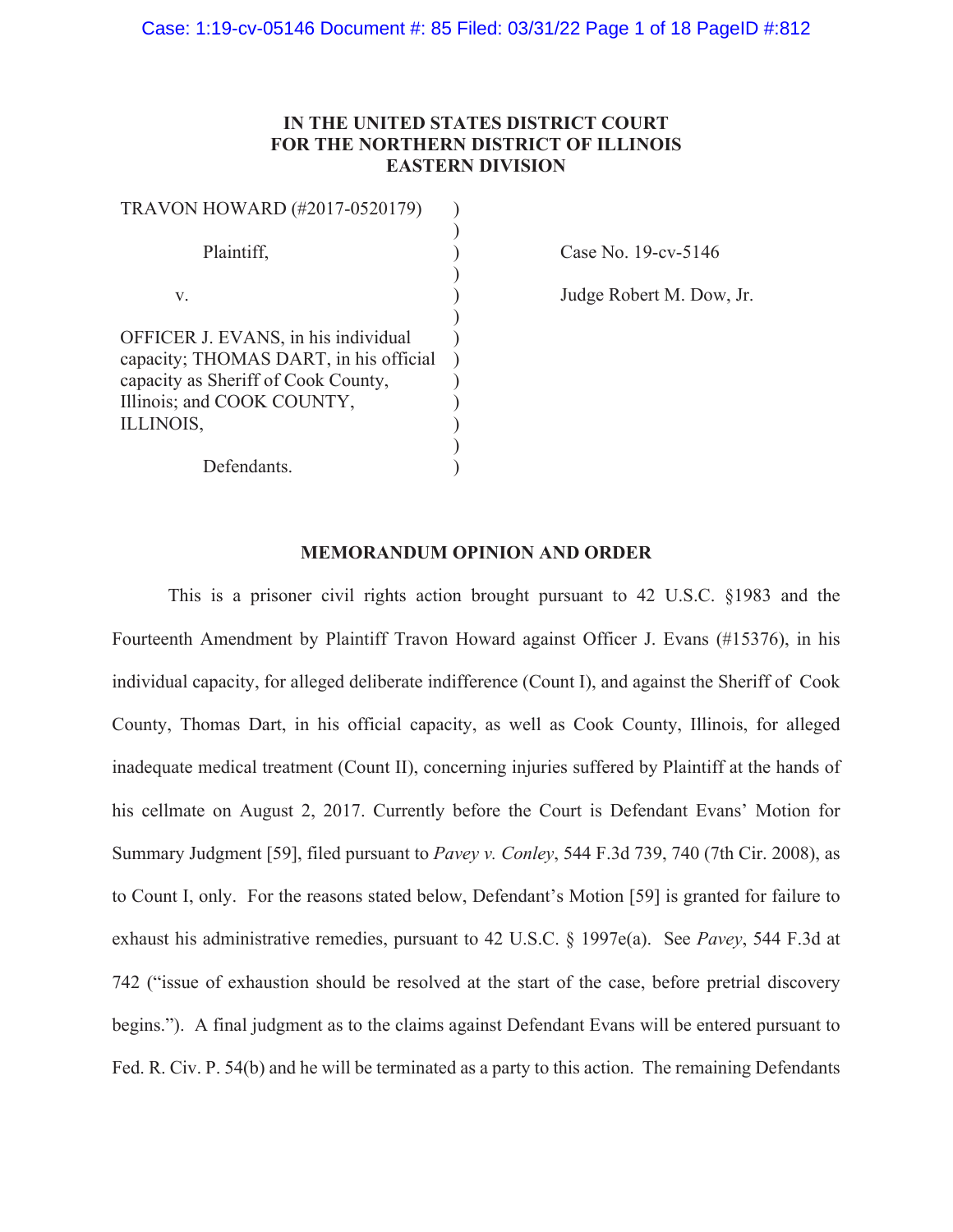**IN THE UNITED STATES DISTRICT COURT**
**FOR THE NORTHERN DISTRICT OF ILLINOIS**
**EASTERN DIVISION**

| | | |
|---|---|---|
| TRAVON HOWARD (#2017-0520179) | ) | |
| | ) | |
| Plaintiff, | ) | Case No. 19-cv-5146 |
| | ) | |
| v. | ) | Judge Robert M. Dow, Jr. |
| | ) | |
| OFFICER J. EVANS, in his individual capacity; THOMAS DART, in his official capacity as Sheriff of Cook County, Illinois; and COOK COUNTY, ILLINOIS, | ) | |
| | ) | |
| Defendants. | ) | |

**MEMORANDUM OPINION AND ORDER**

This is a prisoner civil rights action brought pursuant to 42 U.S.C. §1983 and the Fourteenth Amendment by Plaintiff Travon Howard against Officer J. Evans (#15376), in his individual capacity, for alleged deliberate indifference (Count I), and against the Sheriff of Cook County, Thomas Dart, in his official capacity, as well as Cook County, Illinois, for alleged inadequate medical treatment (Count II), concerning injuries suffered by Plaintiff at the hands of his cellmate on August 2, 2017. Currently before the Court is Defendant Evans' Motion for Summary Judgment [59], filed pursuant to *Pavey v. Conley*, 544 F.3d 739, 740 (7th Cir. 2008), as to Count I, only. For the reasons stated below, Defendant's Motion [59] is granted for failure to exhaust his administrative remedies, pursuant to 42 U.S.C. § 1997e(a). See *Pavey*, 544 F.3d at 742 ("issue of exhaustion should be resolved at the start of the case, before pretrial discovery begins."). A final judgment as to the claims against Defendant Evans will be entered pursuant to Fed. R. Civ. P. 54(b) and he will be terminated as a party to this action. The remaining Defendants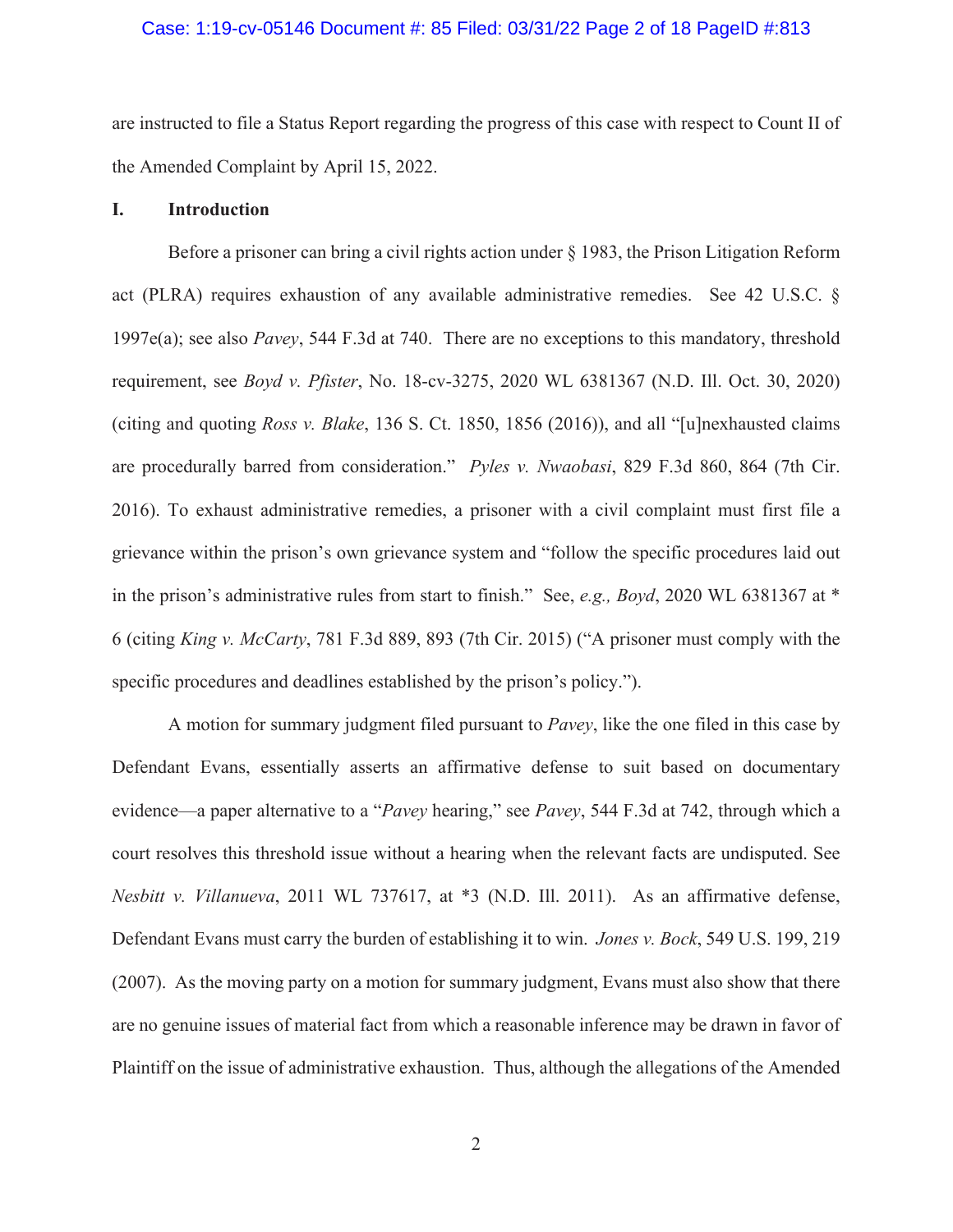are instructed to file a Status Report regarding the progress of this case with respect to Count II of the Amended Complaint by April 15, 2022.

## I. Introduction

Before a prisoner can bring a civil rights action under § 1983, the Prison Litigation Reform act (PLRA) requires exhaustion of any available administrative remedies. See 42 U.S.C. § 1997e(a); see also *Pavey*, 544 F.3d at 740. There are no exceptions to this mandatory, threshold requirement, see *Boyd v. Pfister*, No. 18-cv-3275, 2020 WL 6381367 (N.D. Ill. Oct. 30, 2020) (citing and quoting *Ross v. Blake*, 136 S. Ct. 1850, 1856 (2016)), and all "[u]nexhausted claims are procedurally barred from consideration." *Pyles v. Nwaobasi*, 829 F.3d 860, 864 (7th Cir. 2016). To exhaust administrative remedies, a prisoner with a civil complaint must first file a grievance within the prison's own grievance system and "follow the specific procedures laid out in the prison's administrative rules from start to finish." See, *e.g., Boyd*, 2020 WL 6381367 at * 6 (citing *King v. McCarty*, 781 F.3d 889, 893 (7th Cir. 2015) ("A prisoner must comply with the specific procedures and deadlines established by the prison's policy.").

A motion for summary judgment filed pursuant to *Pavey*, like the one filed in this case by Defendant Evans, essentially asserts an affirmative defense to suit based on documentary evidence—a paper alternative to a "*Pavey* hearing," see *Pavey*, 544 F.3d at 742, through which a court resolves this threshold issue without a hearing when the relevant facts are undisputed. See *Nesbitt v. Villanueva*, 2011 WL 737617, at *3 (N.D. Ill. 2011). As an affirmative defense, Defendant Evans must carry the burden of establishing it to win. *Jones v. Bock*, 549 U.S. 199, 219 (2007). As the moving party on a motion for summary judgment, Evans must also show that there are no genuine issues of material fact from which a reasonable inference may be drawn in favor of Plaintiff on the issue of administrative exhaustion. Thus, although the allegations of the Amended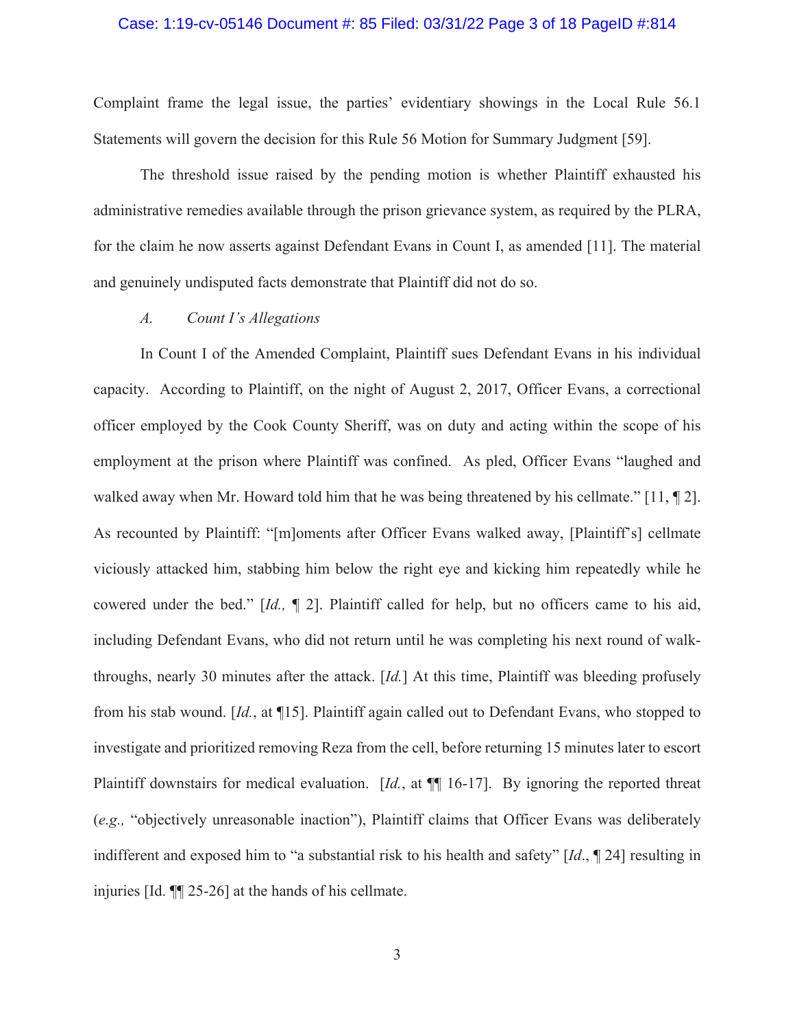Complaint frame the legal issue, the parties' evidentiary showings in the Local Rule 56.1 Statements will govern the decision for this Rule 56 Motion for Summary Judgment [59].

The threshold issue raised by the pending motion is whether Plaintiff exhausted his administrative remedies available through the prison grievance system, as required by the PLRA, for the claim he now asserts against Defendant Evans in Count I, as amended [11]. The material and genuinely undisputed facts demonstrate that Plaintiff did not do so.

*A. Count I's Allegations*

In Count I of the Amended Complaint, Plaintiff sues Defendant Evans in his individual capacity. According to Plaintiff, on the night of August 2, 2017, Officer Evans, a correctional officer employed by the Cook County Sheriff, was on duty and acting within the scope of his employment at the prison where Plaintiff was confined. As pled, Officer Evans "laughed and walked away when Mr. Howard told him that he was being threatened by his cellmate." [11, ¶ 2]. As recounted by Plaintiff: "[m]oments after Officer Evans walked away, [Plaintiff's] cellmate viciously attacked him, stabbing him below the right eye and kicking him repeatedly while he cowered under the bed." [*Id.,* ¶ 2]. Plaintiff called for help, but no officers came to his aid, including Defendant Evans, who did not return until he was completing his next round of walk-throughs, nearly 30 minutes after the attack. [*Id.*] At this time, Plaintiff was bleeding profusely from his stab wound. [*Id.*, at ¶15]. Plaintiff again called out to Defendant Evans, who stopped to investigate and prioritized removing Reza from the cell, before returning 15 minutes later to escort Plaintiff downstairs for medical evaluation. [*Id.*, at ¶¶ 16-17]. By ignoring the reported threat (*e.g.,* "objectively unreasonable inaction"), Plaintiff claims that Officer Evans was deliberately indifferent and exposed him to "a substantial risk to his health and safety" [*Id*., ¶ 24] resulting in injuries [Id. ¶¶ 25-26] at the hands of his cellmate.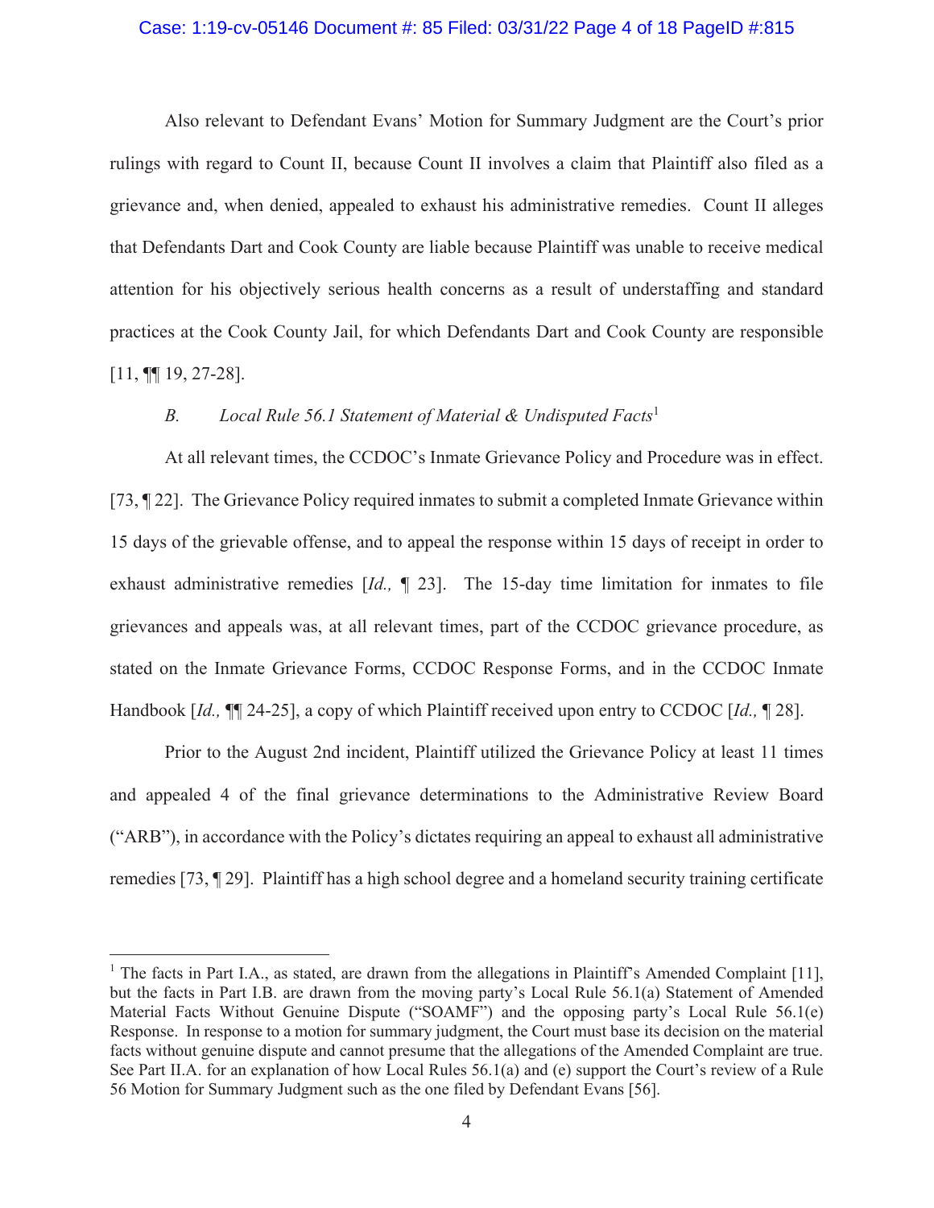Also relevant to Defendant Evans' Motion for Summary Judgment are the Court's prior rulings with regard to Count II, because Count II involves a claim that Plaintiff also filed as a grievance and, when denied, appealed to exhaust his administrative remedies. Count II alleges that Defendants Dart and Cook County are liable because Plaintiff was unable to receive medical attention for his objectively serious health concerns as a result of understaffing and standard practices at the Cook County Jail, for which Defendants Dart and Cook County are responsible [11, ¶¶ 19, 27-28].

*B. Local Rule 56.1 Statement of Material & Undisputed Facts*[1]

At all relevant times, the CCDOC's Inmate Grievance Policy and Procedure was in effect. [73, ¶ 22]. The Grievance Policy required inmates to submit a completed Inmate Grievance within 15 days of the grievable offense, and to appeal the response within 15 days of receipt in order to exhaust administrative remedies [*Id.,* ¶ 23]. The 15-day time limitation for inmates to file grievances and appeals was, at all relevant times, part of the CCDOC grievance procedure, as stated on the Inmate Grievance Forms, CCDOC Response Forms, and in the CCDOC Inmate Handbook [*Id.,* ¶¶ 24-25], a copy of which Plaintiff received upon entry to CCDOC [*Id.,* ¶ 28].

Prior to the August 2nd incident, Plaintiff utilized the Grievance Policy at least 11 times and appealed 4 of the final grievance determinations to the Administrative Review Board ("ARB"), in accordance with the Policy's dictates requiring an appeal to exhaust all administrative remedies [73, ¶ 29]. Plaintiff has a high school degree and a homeland security training certificate

---

[1] The facts in Part I.A., as stated, are drawn from the allegations in Plaintiff's Amended Complaint [11], but the facts in Part I.B. are drawn from the moving party's Local Rule 56.1(a) Statement of Amended Material Facts Without Genuine Dispute ("SOAMF") and the opposing party's Local Rule 56.1(e) Response. In response to a motion for summary judgment, the Court must base its decision on the material facts without genuine dispute and cannot presume that the allegations of the Amended Complaint are true. See Part II.A. for an explanation of how Local Rules 56.1(a) and (e) support the Court's review of a Rule 56 Motion for Summary Judgment such as the one filed by Defendant Evans [56].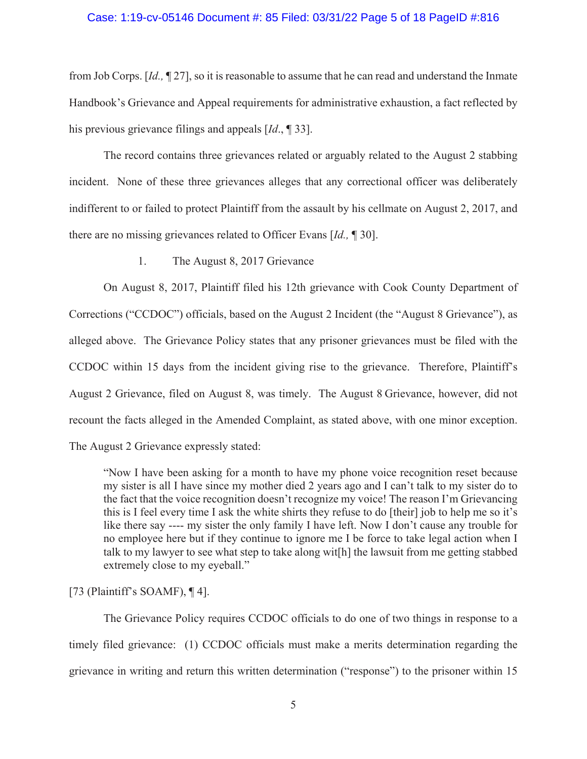from Job Corps. [*Id.,* ¶ 27], so it is reasonable to assume that he can read and understand the Inmate Handbook's Grievance and Appeal requirements for administrative exhaustion, a fact reflected by his previous grievance filings and appeals [*Id*., ¶ 33].

The record contains three grievances related or arguably related to the August 2 stabbing incident. None of these three grievances alleges that any correctional officer was deliberately indifferent to or failed to protect Plaintiff from the assault by his cellmate on August 2, 2017, and there are no missing grievances related to Officer Evans [*Id.,* ¶ 30].

1. The August 8, 2017 Grievance

On August 8, 2017, Plaintiff filed his 12th grievance with Cook County Department of Corrections ("CCDOC") officials, based on the August 2 Incident (the "August 8 Grievance"), as alleged above. The Grievance Policy states that any prisoner grievances must be filed with the CCDOC within 15 days from the incident giving rise to the grievance. Therefore, Plaintiff's August 2 Grievance, filed on August 8, was timely. The August 8 Grievance, however, did not recount the facts alleged in the Amended Complaint, as stated above, with one minor exception. The August 2 Grievance expressly stated:

> "Now I have been asking for a month to have my phone voice recognition reset because my sister is all I have since my mother died 2 years ago and I can't talk to my sister do to the fact that the voice recognition doesn't recognize my voice! The reason I'm Grievancing this is I feel every time I ask the white shirts they refuse to do [their] job to help me so it's like there say ---- my sister the only family I have left. Now I don't cause any trouble for no employee here but if they continue to ignore me I be force to take legal action when I talk to my lawyer to see what step to take along wit[h] the lawsuit from me getting stabbed extremely close to my eyeball."

[73 (Plaintiff's SOAMF), ¶ 4].

The Grievance Policy requires CCDOC officials to do one of two things in response to a timely filed grievance: (1) CCDOC officials must make a merits determination regarding the grievance in writing and return this written determination ("response") to the prisoner within 15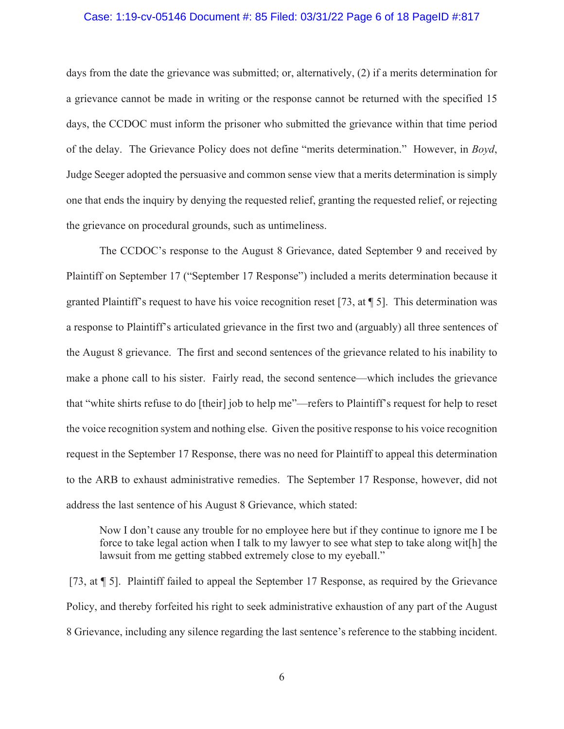days from the date the grievance was submitted; or, alternatively, (2) if a merits determination for a grievance cannot be made in writing or the response cannot be returned with the specified 15 days, the CCDOC must inform the prisoner who submitted the grievance within that time period of the delay. The Grievance Policy does not define "merits determination." However, in *Boyd*, Judge Seeger adopted the persuasive and common sense view that a merits determination is simply one that ends the inquiry by denying the requested relief, granting the requested relief, or rejecting the grievance on procedural grounds, such as untimeliness.

The CCDOC's response to the August 8 Grievance, dated September 9 and received by Plaintiff on September 17 ("September 17 Response") included a merits determination because it granted Plaintiff's request to have his voice recognition reset [73, at ¶ 5]. This determination was a response to Plaintiff's articulated grievance in the first two and (arguably) all three sentences of the August 8 grievance. The first and second sentences of the grievance related to his inability to make a phone call to his sister. Fairly read, the second sentence—which includes the grievance that "white shirts refuse to do [their] job to help me"—refers to Plaintiff's request for help to reset the voice recognition system and nothing else. Given the positive response to his voice recognition request in the September 17 Response, there was no need for Plaintiff to appeal this determination to the ARB to exhaust administrative remedies. The September 17 Response, however, did not address the last sentence of his August 8 Grievance, which stated:

> Now I don't cause any trouble for no employee here but if they continue to ignore me I be force to take legal action when I talk to my lawyer to see what step to take along wit[h] the lawsuit from me getting stabbed extremely close to my eyeball."

[73, at ¶ 5]. Plaintiff failed to appeal the September 17 Response, as required by the Grievance Policy, and thereby forfeited his right to seek administrative exhaustion of any part of the August 8 Grievance, including any silence regarding the last sentence's reference to the stabbing incident.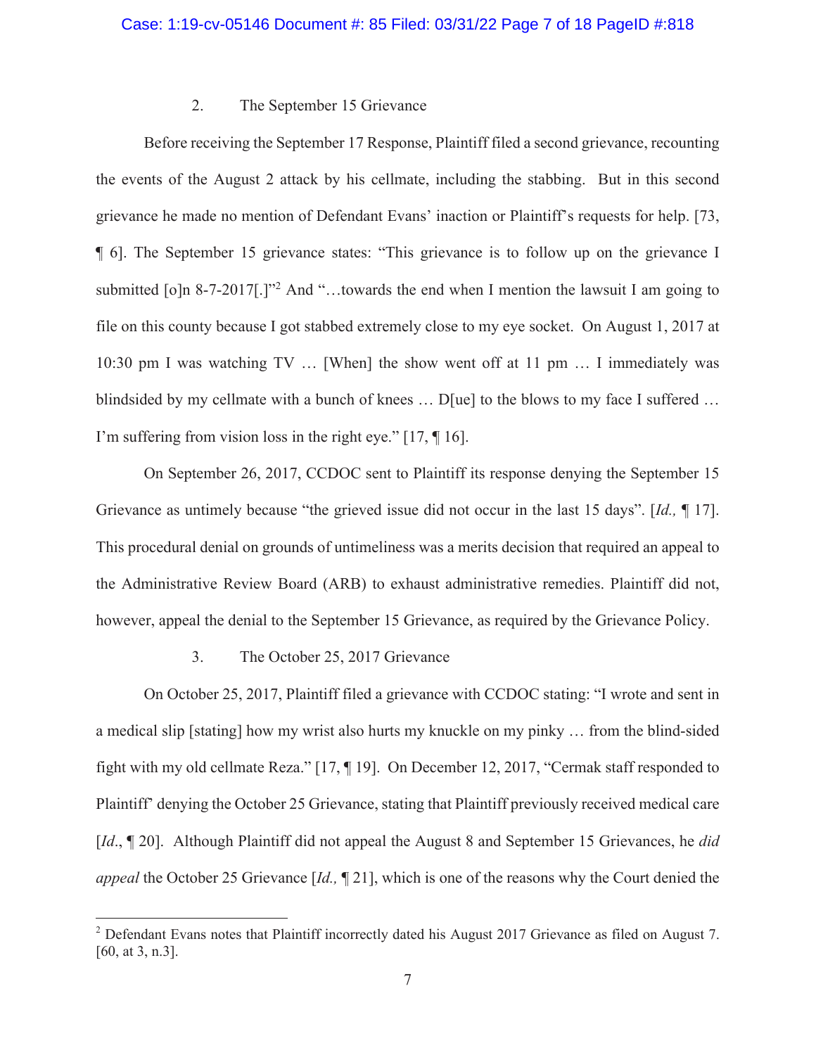### 2. The September 15 Grievance

Before receiving the September 17 Response, Plaintiff filed a second grievance, recounting the events of the August 2 attack by his cellmate, including the stabbing. But in this second grievance he made no mention of Defendant Evans' inaction or Plaintiff's requests for help. [73, ¶ 6]. The September 15 grievance states: "This grievance is to follow up on the grievance I submitted [o]n 8-7-2017[.]"[2] And "…towards the end when I mention the lawsuit I am going to file on this county because I got stabbed extremely close to my eye socket. On August 1, 2017 at 10:30 pm I was watching TV … [When] the show went off at 11 pm … I immediately was blindsided by my cellmate with a bunch of knees … D[ue] to the blows to my face I suffered … I'm suffering from vision loss in the right eye." [17, ¶ 16].

On September 26, 2017, CCDOC sent to Plaintiff its response denying the September 15 Grievance as untimely because "the grieved issue did not occur in the last 15 days". [*Id.,* ¶ 17]. This procedural denial on grounds of untimeliness was a merits decision that required an appeal to the Administrative Review Board (ARB) to exhaust administrative remedies. Plaintiff did not, however, appeal the denial to the September 15 Grievance, as required by the Grievance Policy.

### 3. The October 25, 2017 Grievance

On October 25, 2017, Plaintiff filed a grievance with CCDOC stating: "I wrote and sent in a medical slip [stating] how my wrist also hurts my knuckle on my pinky … from the blind-sided fight with my old cellmate Reza." [17, ¶ 19]. On December 12, 2017, "Cermak staff responded to Plaintiff' denying the October 25 Grievance, stating that Plaintiff previously received medical care [*Id*., ¶ 20]. Although Plaintiff did not appeal the August 8 and September 15 Grievances, he *did appeal* the October 25 Grievance [*Id.,* ¶ 21], which is one of the reasons why the Court denied the

---

[2] Defendant Evans notes that Plaintiff incorrectly dated his August 2017 Grievance as filed on August 7. [60, at 3, n.3].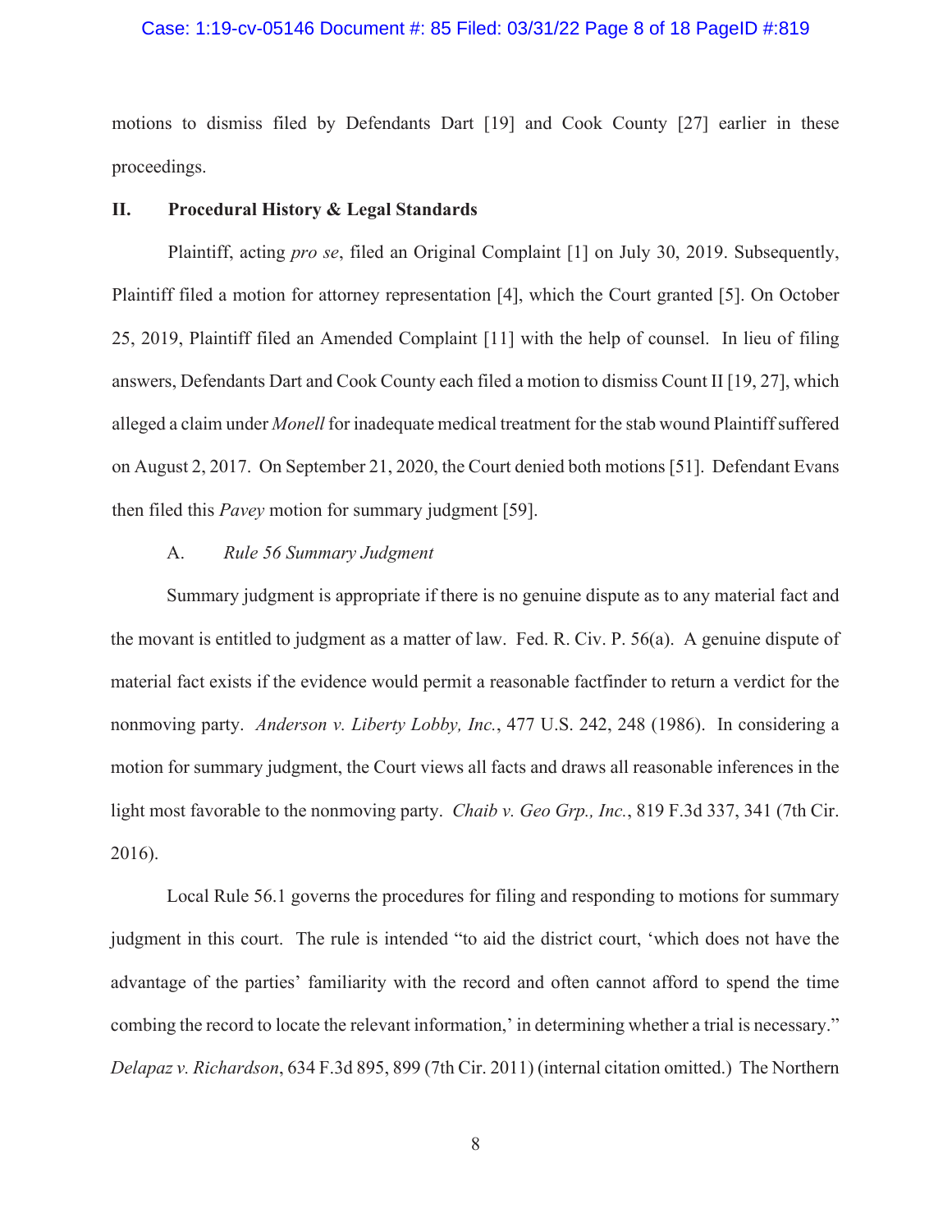motions to dismiss filed by Defendants Dart [19] and Cook County [27] earlier in these proceedings.

## II. Procedural History & Legal Standards

Plaintiff, acting *pro se*, filed an Original Complaint [1] on July 30, 2019. Subsequently, Plaintiff filed a motion for attorney representation [4], which the Court granted [5]. On October 25, 2019, Plaintiff filed an Amended Complaint [11] with the help of counsel. In lieu of filing answers, Defendants Dart and Cook County each filed a motion to dismiss Count II [19, 27], which alleged a claim under *Monell* for inadequate medical treatment for the stab wound Plaintiff suffered on August 2, 2017. On September 21, 2020, the Court denied both motions [51]. Defendant Evans then filed this *Pavey* motion for summary judgment [59].

### A. *Rule 56 Summary Judgment*

Summary judgment is appropriate if there is no genuine dispute as to any material fact and the movant is entitled to judgment as a matter of law. Fed. R. Civ. P. 56(a). A genuine dispute of material fact exists if the evidence would permit a reasonable factfinder to return a verdict for the nonmoving party. *Anderson v. Liberty Lobby, Inc.*, 477 U.S. 242, 248 (1986). In considering a motion for summary judgment, the Court views all facts and draws all reasonable inferences in the light most favorable to the nonmoving party. *Chaib v. Geo Grp., Inc.*, 819 F.3d 337, 341 (7th Cir. 2016).

Local Rule 56.1 governs the procedures for filing and responding to motions for summary judgment in this court. The rule is intended "to aid the district court, 'which does not have the advantage of the parties' familiarity with the record and often cannot afford to spend the time combing the record to locate the relevant information,' in determining whether a trial is necessary." *Delapaz v. Richardson*, 634 F.3d 895, 899 (7th Cir. 2011) (internal citation omitted.) The Northern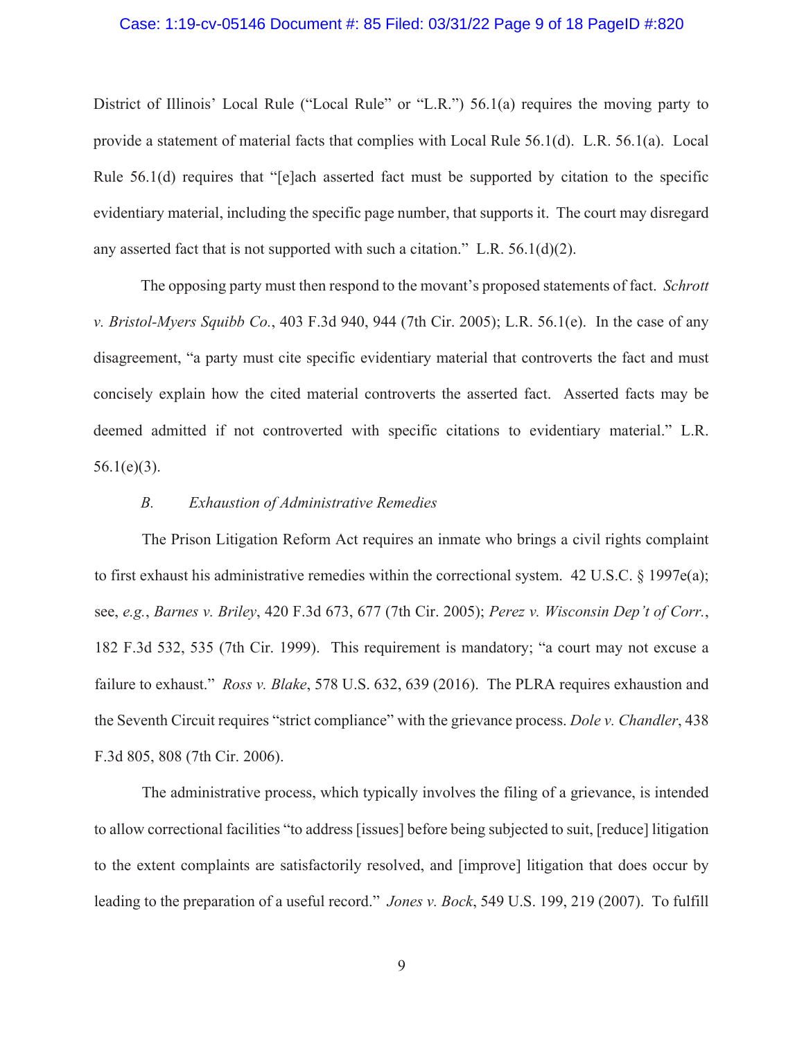District of Illinois' Local Rule ("Local Rule" or "L.R.") 56.1(a) requires the moving party to provide a statement of material facts that complies with Local Rule 56.1(d). L.R. 56.1(a). Local Rule 56.1(d) requires that "[e]ach asserted fact must be supported by citation to the specific evidentiary material, including the specific page number, that supports it. The court may disregard any asserted fact that is not supported with such a citation." L.R. 56.1(d)(2).

The opposing party must then respond to the movant's proposed statements of fact. *Schrott v. Bristol-Myers Squibb Co.*, 403 F.3d 940, 944 (7th Cir. 2005); L.R. 56.1(e). In the case of any disagreement, "a party must cite specific evidentiary material that controverts the fact and must concisely explain how the cited material controverts the asserted fact. Asserted facts may be deemed admitted if not controverted with specific citations to evidentiary material." L.R. 56.1(e)(3).

### *B. Exhaustion of Administrative Remedies*

The Prison Litigation Reform Act requires an inmate who brings a civil rights complaint to first exhaust his administrative remedies within the correctional system. 42 U.S.C. § 1997e(a); see, *e.g.*, *Barnes v. Briley*, 420 F.3d 673, 677 (7th Cir. 2005); *Perez v. Wisconsin Dep't of Corr.*, 182 F.3d 532, 535 (7th Cir. 1999). This requirement is mandatory; "a court may not excuse a failure to exhaust." *Ross v. Blake*, 578 U.S. 632, 639 (2016). The PLRA requires exhaustion and the Seventh Circuit requires "strict compliance" with the grievance process. *Dole v. Chandler*, 438 F.3d 805, 808 (7th Cir. 2006).

The administrative process, which typically involves the filing of a grievance, is intended to allow correctional facilities "to address [issues] before being subjected to suit, [reduce] litigation to the extent complaints are satisfactorily resolved, and [improve] litigation that does occur by leading to the preparation of a useful record." *Jones v. Bock*, 549 U.S. 199, 219 (2007). To fulfill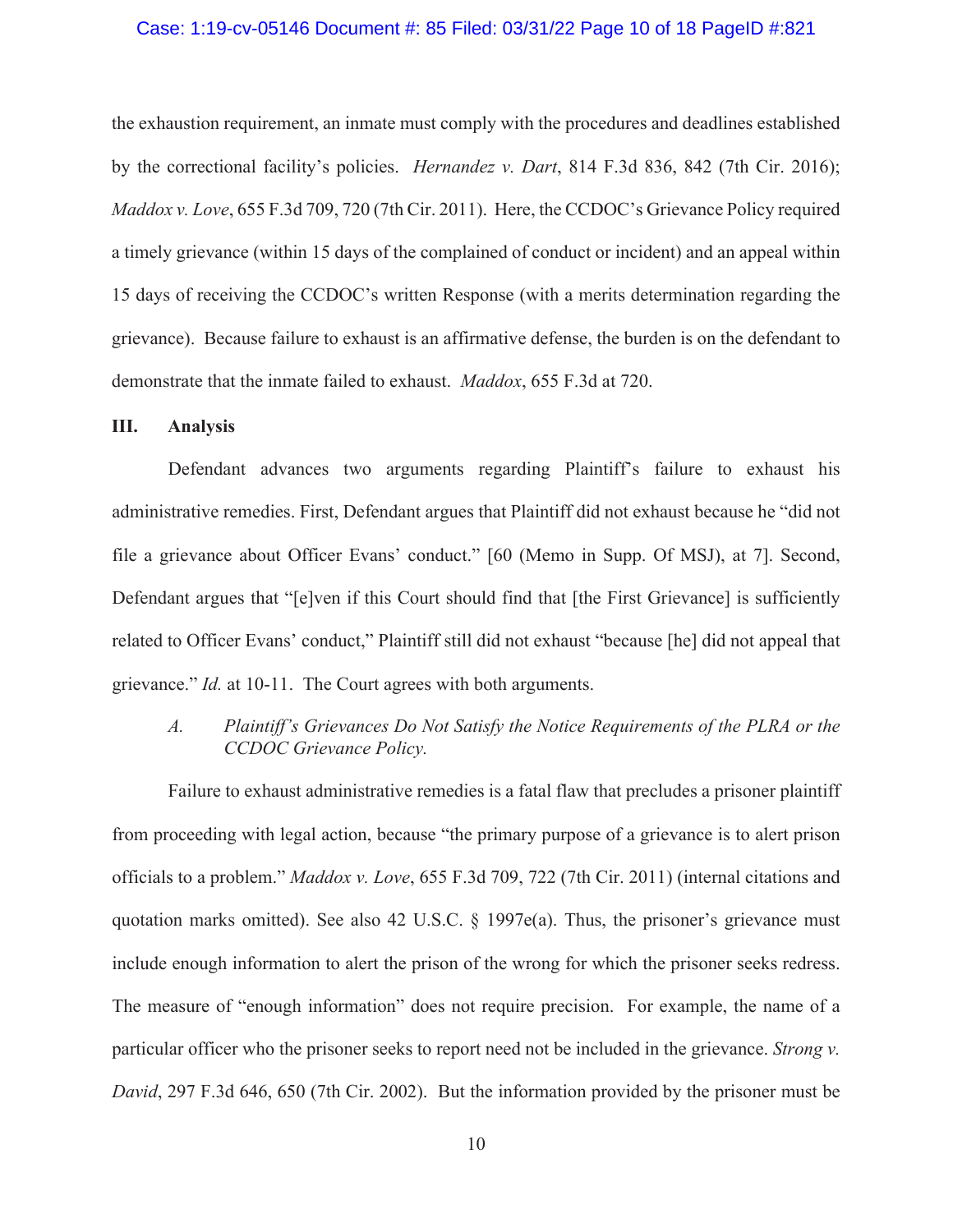the exhaustion requirement, an inmate must comply with the procedures and deadlines established by the correctional facility's policies. *Hernandez v. Dart*, 814 F.3d 836, 842 (7th Cir. 2016); *Maddox v. Love*, 655 F.3d 709, 720 (7th Cir. 2011). Here, the CCDOC's Grievance Policy required a timely grievance (within 15 days of the complained of conduct or incident) and an appeal within 15 days of receiving the CCDOC's written Response (with a merits determination regarding the grievance). Because failure to exhaust is an affirmative defense, the burden is on the defendant to demonstrate that the inmate failed to exhaust. *Maddox*, 655 F.3d at 720.

## III. Analysis

Defendant advances two arguments regarding Plaintiff's failure to exhaust his administrative remedies. First, Defendant argues that Plaintiff did not exhaust because he "did not file a grievance about Officer Evans' conduct." [60 (Memo in Supp. Of MSJ), at 7]. Second, Defendant argues that "[e]ven if this Court should find that [the First Grievance] is sufficiently related to Officer Evans' conduct," Plaintiff still did not exhaust "because [he] did not appeal that grievance." *Id.* at 10-11. The Court agrees with both arguments.

### *A. Plaintiff's Grievances Do Not Satisfy the Notice Requirements of the PLRA or the CCDOC Grievance Policy.*

Failure to exhaust administrative remedies is a fatal flaw that precludes a prisoner plaintiff from proceeding with legal action, because "the primary purpose of a grievance is to alert prison officials to a problem." *Maddox v. Love*, 655 F.3d 709, 722 (7th Cir. 2011) (internal citations and quotation marks omitted). See also 42 U.S.C. § 1997e(a). Thus, the prisoner's grievance must include enough information to alert the prison of the wrong for which the prisoner seeks redress. The measure of "enough information" does not require precision. For example, the name of a particular officer who the prisoner seeks to report need not be included in the grievance. *Strong v. David*, 297 F.3d 646, 650 (7th Cir. 2002). But the information provided by the prisoner must be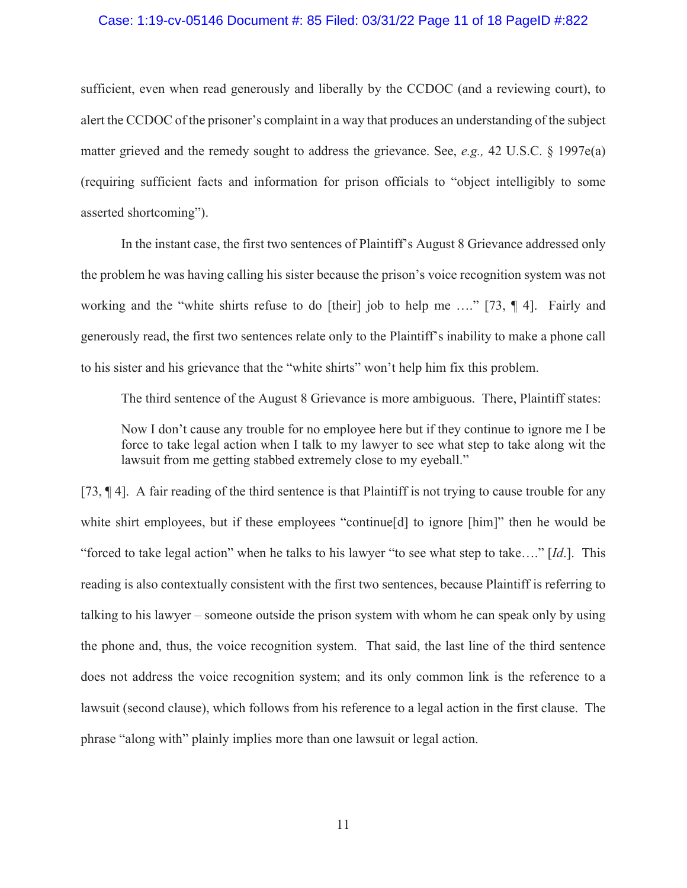sufficient, even when read generously and liberally by the CCDOC (and a reviewing court), to alert the CCDOC of the prisoner's complaint in a way that produces an understanding of the subject matter grieved and the remedy sought to address the grievance. See, *e.g.,* 42 U.S.C. § 1997e(a) (requiring sufficient facts and information for prison officials to "object intelligibly to some asserted shortcoming").

In the instant case, the first two sentences of Plaintiff's August 8 Grievance addressed only the problem he was having calling his sister because the prison's voice recognition system was not working and the "white shirts refuse to do [their] job to help me …." [73, ¶ 4]. Fairly and generously read, the first two sentences relate only to the Plaintiff's inability to make a phone call to his sister and his grievance that the "white shirts" won't help him fix this problem.

The third sentence of the August 8 Grievance is more ambiguous. There, Plaintiff states:

> Now I don't cause any trouble for no employee here but if they continue to ignore me I be force to take legal action when I talk to my lawyer to see what step to take along wit the lawsuit from me getting stabbed extremely close to my eyeball."

[73, ¶ 4]. A fair reading of the third sentence is that Plaintiff is not trying to cause trouble for any white shirt employees, but if these employees "continue[d] to ignore [him]" then he would be "forced to take legal action" when he talks to his lawyer "to see what step to take…." [*Id*.]. This reading is also contextually consistent with the first two sentences, because Plaintiff is referring to talking to his lawyer – someone outside the prison system with whom he can speak only by using the phone and, thus, the voice recognition system. That said, the last line of the third sentence does not address the voice recognition system; and its only common link is the reference to a lawsuit (second clause), which follows from his reference to a legal action in the first clause. The phrase "along with" plainly implies more than one lawsuit or legal action.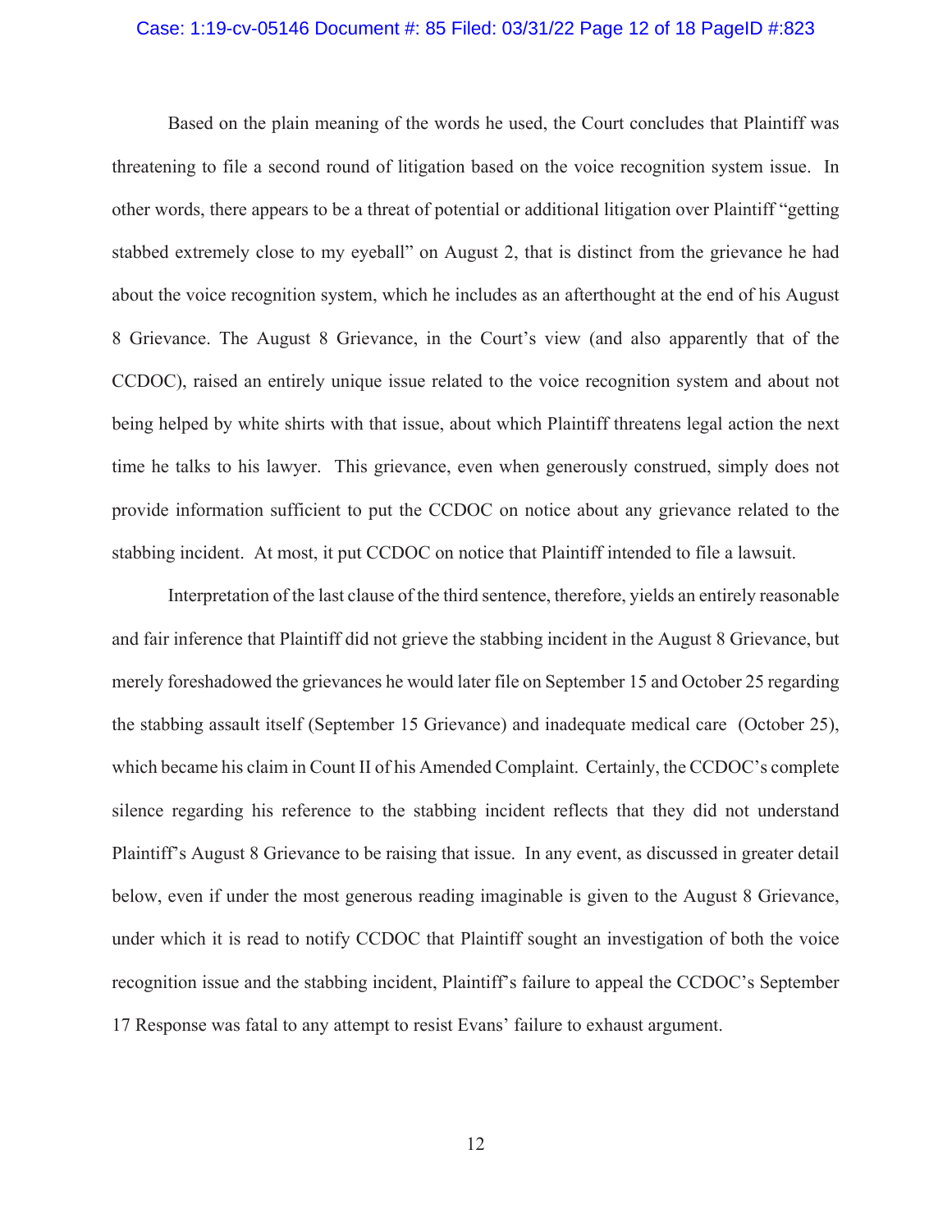Based on the plain meaning of the words he used, the Court concludes that Plaintiff was threatening to file a second round of litigation based on the voice recognition system issue. In other words, there appears to be a threat of potential or additional litigation over Plaintiff "getting stabbed extremely close to my eyeball" on August 2, that is distinct from the grievance he had about the voice recognition system, which he includes as an afterthought at the end of his August 8 Grievance. The August 8 Grievance, in the Court's view (and also apparently that of the CCDOC), raised an entirely unique issue related to the voice recognition system and about not being helped by white shirts with that issue, about which Plaintiff threatens legal action the next time he talks to his lawyer. This grievance, even when generously construed, simply does not provide information sufficient to put the CCDOC on notice about any grievance related to the stabbing incident. At most, it put CCDOC on notice that Plaintiff intended to file a lawsuit.

Interpretation of the last clause of the third sentence, therefore, yields an entirely reasonable and fair inference that Plaintiff did not grieve the stabbing incident in the August 8 Grievance, but merely foreshadowed the grievances he would later file on September 15 and October 25 regarding the stabbing assault itself (September 15 Grievance) and inadequate medical care (October 25), which became his claim in Count II of his Amended Complaint. Certainly, the CCDOC's complete silence regarding his reference to the stabbing incident reflects that they did not understand Plaintiff's August 8 Grievance to be raising that issue. In any event, as discussed in greater detail below, even if under the most generous reading imaginable is given to the August 8 Grievance, under which it is read to notify CCDOC that Plaintiff sought an investigation of both the voice recognition issue and the stabbing incident, Plaintiff's failure to appeal the CCDOC's September 17 Response was fatal to any attempt to resist Evans' failure to exhaust argument.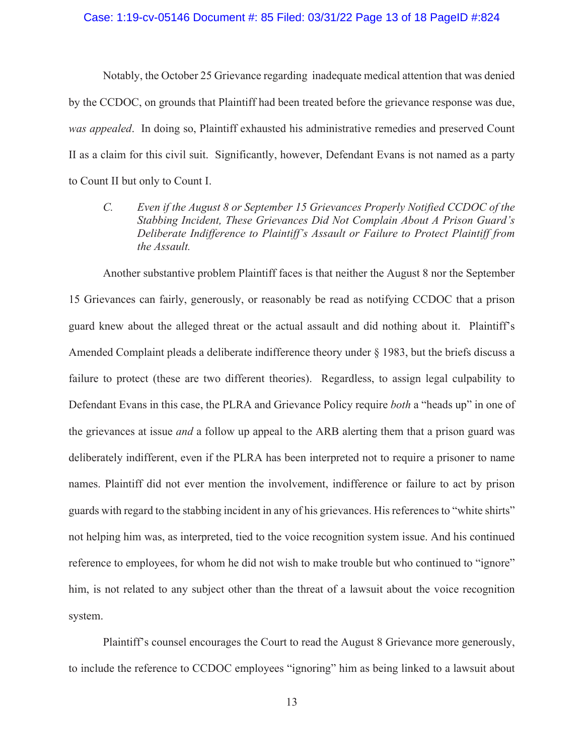Notably, the October 25 Grievance regarding inadequate medical attention that was denied by the CCDOC, on grounds that Plaintiff had been treated before the grievance response was due, *was appealed*. In doing so, Plaintiff exhausted his administrative remedies and preserved Count II as a claim for this civil suit. Significantly, however, Defendant Evans is not named as a party to Count II but only to Count I.

### *C. Even if the August 8 or September 15 Grievances Properly Notified CCDOC of the Stabbing Incident, These Grievances Did Not Complain About A Prison Guard's Deliberate Indifference to Plaintiff's Assault or Failure to Protect Plaintiff from the Assault.*

Another substantive problem Plaintiff faces is that neither the August 8 nor the September 15 Grievances can fairly, generously, or reasonably be read as notifying CCDOC that a prison guard knew about the alleged threat or the actual assault and did nothing about it. Plaintiff's Amended Complaint pleads a deliberate indifference theory under § 1983, but the briefs discuss a failure to protect (these are two different theories). Regardless, to assign legal culpability to Defendant Evans in this case, the PLRA and Grievance Policy require *both* a "heads up" in one of the grievances at issue *and* a follow up appeal to the ARB alerting them that a prison guard was deliberately indifferent, even if the PLRA has been interpreted not to require a prisoner to name names. Plaintiff did not ever mention the involvement, indifference or failure to act by prison guards with regard to the stabbing incident in any of his grievances. His references to "white shirts" not helping him was, as interpreted, tied to the voice recognition system issue. And his continued reference to employees, for whom he did not wish to make trouble but who continued to "ignore" him, is not related to any subject other than the threat of a lawsuit about the voice recognition system.

Plaintiff's counsel encourages the Court to read the August 8 Grievance more generously, to include the reference to CCDOC employees "ignoring" him as being linked to a lawsuit about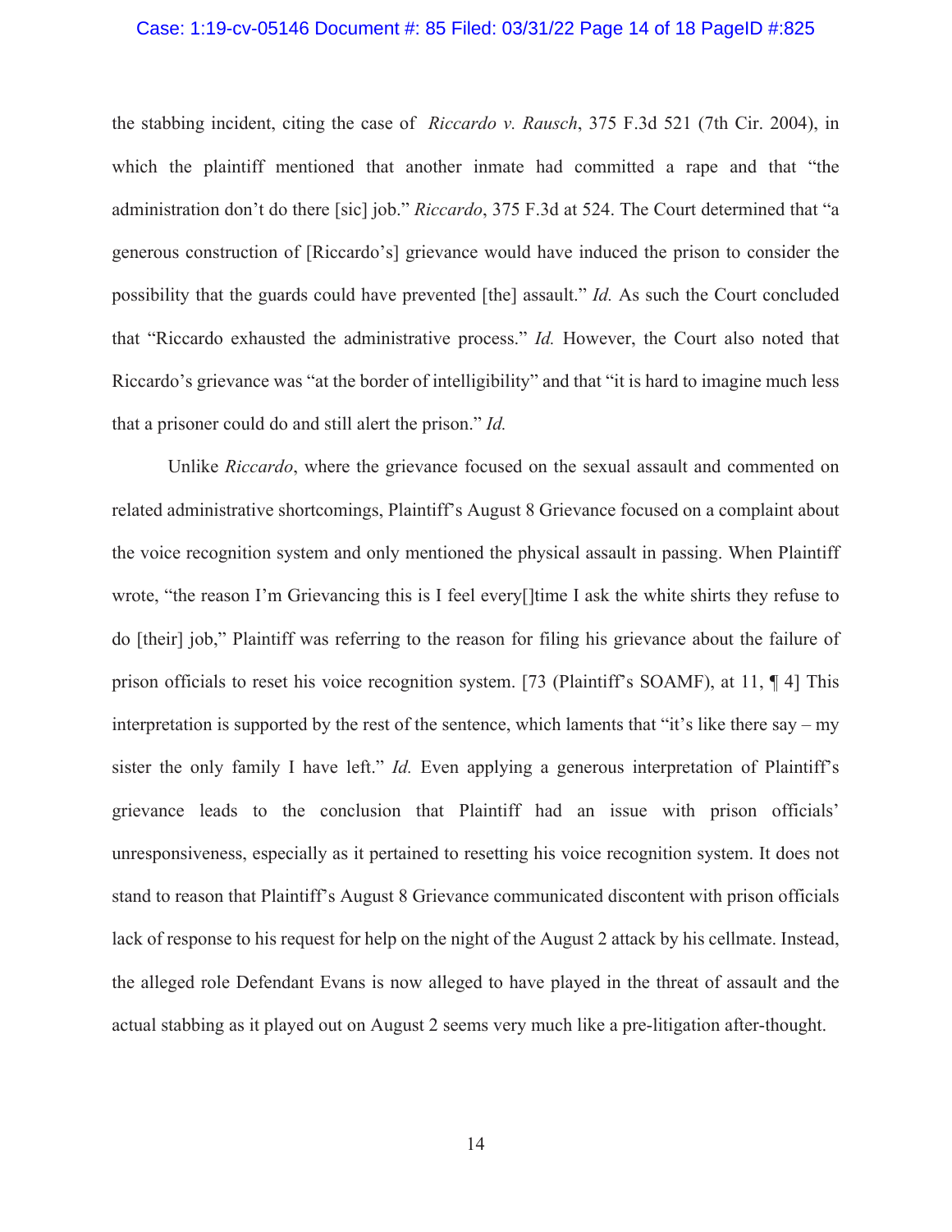the stabbing incident, citing the case of *Riccardo v. Rausch*, 375 F.3d 521 (7th Cir. 2004), in which the plaintiff mentioned that another inmate had committed a rape and that "the administration don't do there [sic] job." *Riccardo*, 375 F.3d at 524. The Court determined that "a generous construction of [Riccardo's] grievance would have induced the prison to consider the possibility that the guards could have prevented [the] assault." *Id.* As such the Court concluded that "Riccardo exhausted the administrative process." *Id.* However, the Court also noted that Riccardo's grievance was "at the border of intelligibility" and that "it is hard to imagine much less that a prisoner could do and still alert the prison." *Id.*

Unlike *Riccardo*, where the grievance focused on the sexual assault and commented on related administrative shortcomings, Plaintiff's August 8 Grievance focused on a complaint about the voice recognition system and only mentioned the physical assault in passing. When Plaintiff wrote, "the reason I'm Grievancing this is I feel every[]time I ask the white shirts they refuse to do [their] job," Plaintiff was referring to the reason for filing his grievance about the failure of prison officials to reset his voice recognition system. [73 (Plaintiff's SOAMF), at 11, ¶ 4] This interpretation is supported by the rest of the sentence, which laments that "it's like there say – my sister the only family I have left." *Id.* Even applying a generous interpretation of Plaintiff's grievance leads to the conclusion that Plaintiff had an issue with prison officials' unresponsiveness, especially as it pertained to resetting his voice recognition system. It does not stand to reason that Plaintiff's August 8 Grievance communicated discontent with prison officials lack of response to his request for help on the night of the August 2 attack by his cellmate. Instead, the alleged role Defendant Evans is now alleged to have played in the threat of assault and the actual stabbing as it played out on August 2 seems very much like a pre-litigation after-thought.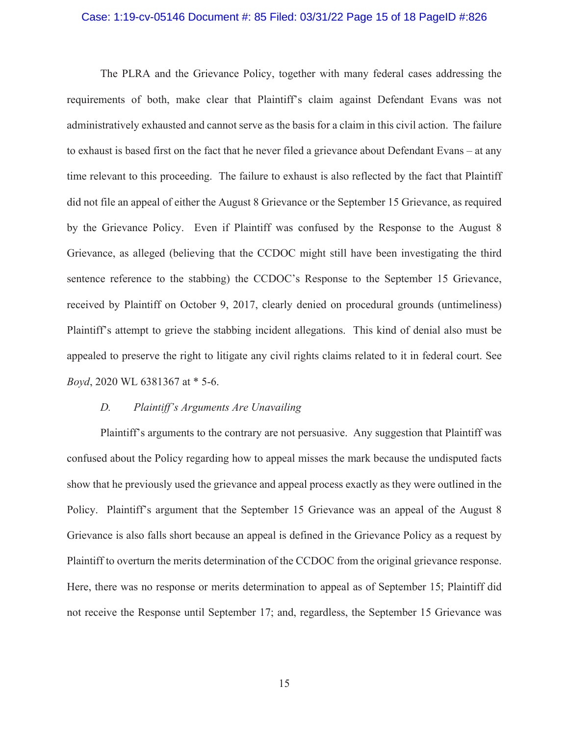The PLRA and the Grievance Policy, together with many federal cases addressing the requirements of both, make clear that Plaintiff's claim against Defendant Evans was not administratively exhausted and cannot serve as the basis for a claim in this civil action. The failure to exhaust is based first on the fact that he never filed a grievance about Defendant Evans – at any time relevant to this proceeding. The failure to exhaust is also reflected by the fact that Plaintiff did not file an appeal of either the August 8 Grievance or the September 15 Grievance, as required by the Grievance Policy. Even if Plaintiff was confused by the Response to the August 8 Grievance, as alleged (believing that the CCDOC might still have been investigating the third sentence reference to the stabbing) the CCDOC's Response to the September 15 Grievance, received by Plaintiff on October 9, 2017, clearly denied on procedural grounds (untimeliness) Plaintiff's attempt to grieve the stabbing incident allegations. This kind of denial also must be appealed to preserve the right to litigate any civil rights claims related to it in federal court. See *Boyd*, 2020 WL 6381367 at * 5-6.

*D. Plaintiff's Arguments Are Unavailing*

Plaintiff's arguments to the contrary are not persuasive. Any suggestion that Plaintiff was confused about the Policy regarding how to appeal misses the mark because the undisputed facts show that he previously used the grievance and appeal process exactly as they were outlined in the Policy. Plaintiff's argument that the September 15 Grievance was an appeal of the August 8 Grievance is also falls short because an appeal is defined in the Grievance Policy as a request by Plaintiff to overturn the merits determination of the CCDOC from the original grievance response. Here, there was no response or merits determination to appeal as of September 15; Plaintiff did not receive the Response until September 17; and, regardless, the September 15 Grievance was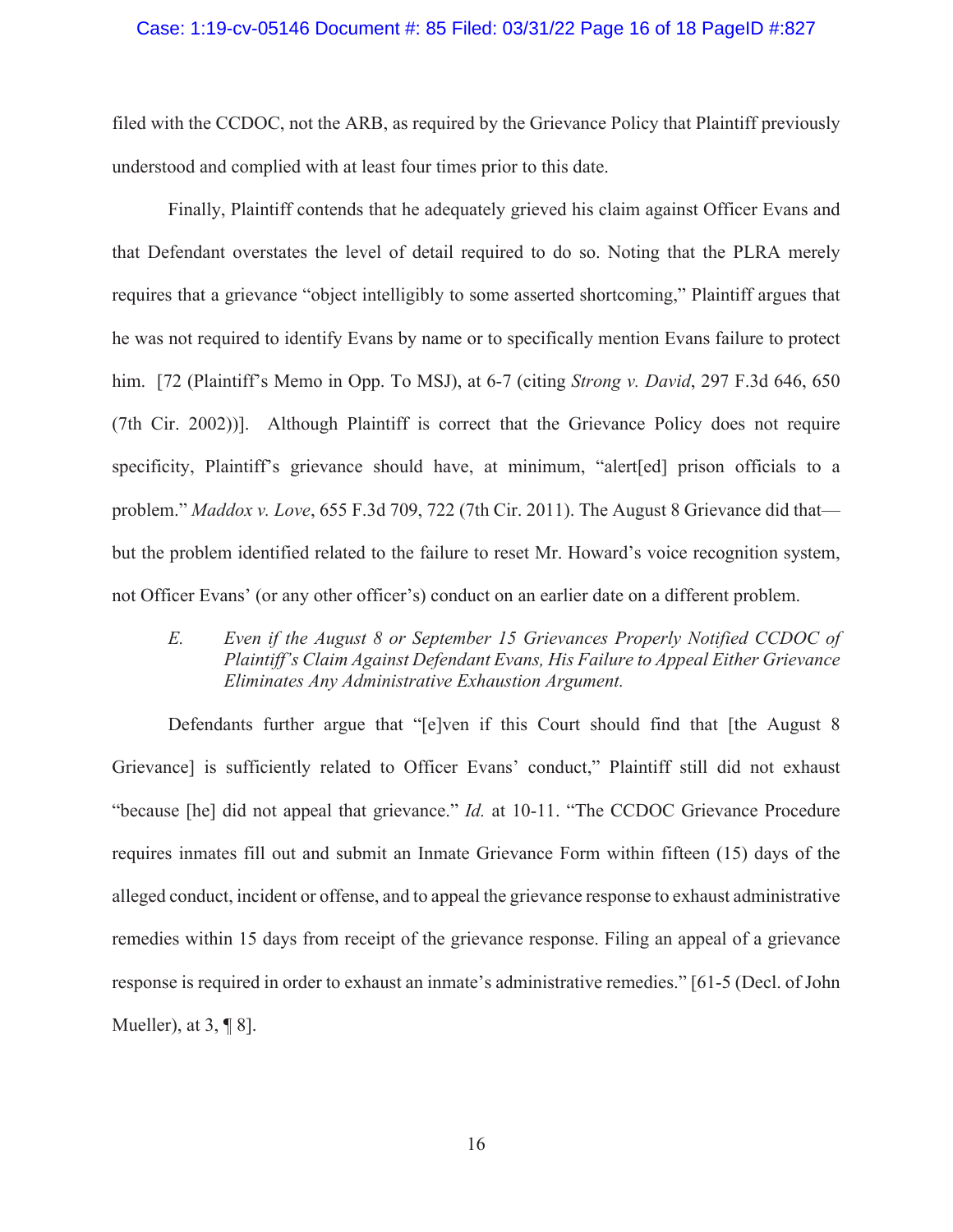filed with the CCDOC, not the ARB, as required by the Grievance Policy that Plaintiff previously understood and complied with at least four times prior to this date.

Finally, Plaintiff contends that he adequately grieved his claim against Officer Evans and that Defendant overstates the level of detail required to do so. Noting that the PLRA merely requires that a grievance "object intelligibly to some asserted shortcoming," Plaintiff argues that he was not required to identify Evans by name or to specifically mention Evans failure to protect him. [72 (Plaintiff's Memo in Opp. To MSJ), at 6-7 (citing *Strong v. David*, 297 F.3d 646, 650 (7th Cir. 2002))]. Although Plaintiff is correct that the Grievance Policy does not require specificity, Plaintiff's grievance should have, at minimum, "alert[ed] prison officials to a problem." *Maddox v. Love*, 655 F.3d 709, 722 (7th Cir. 2011). The August 8 Grievance did that—but the problem identified related to the failure to reset Mr. Howard's voice recognition system, not Officer Evans' (or any other officer's) conduct on an earlier date on a different problem.

*E. Even if the August 8 or September 15 Grievances Properly Notified CCDOC of Plaintiff's Claim Against Defendant Evans, His Failure to Appeal Either Grievance Eliminates Any Administrative Exhaustion Argument.*

Defendants further argue that "[e]ven if this Court should find that [the August 8 Grievance] is sufficiently related to Officer Evans' conduct," Plaintiff still did not exhaust "because [he] did not appeal that grievance." *Id.* at 10-11. "The CCDOC Grievance Procedure requires inmates fill out and submit an Inmate Grievance Form within fifteen (15) days of the alleged conduct, incident or offense, and to appeal the grievance response to exhaust administrative remedies within 15 days from receipt of the grievance response. Filing an appeal of a grievance response is required in order to exhaust an inmate's administrative remedies." [61-5 (Decl. of John Mueller), at 3, ¶ 8].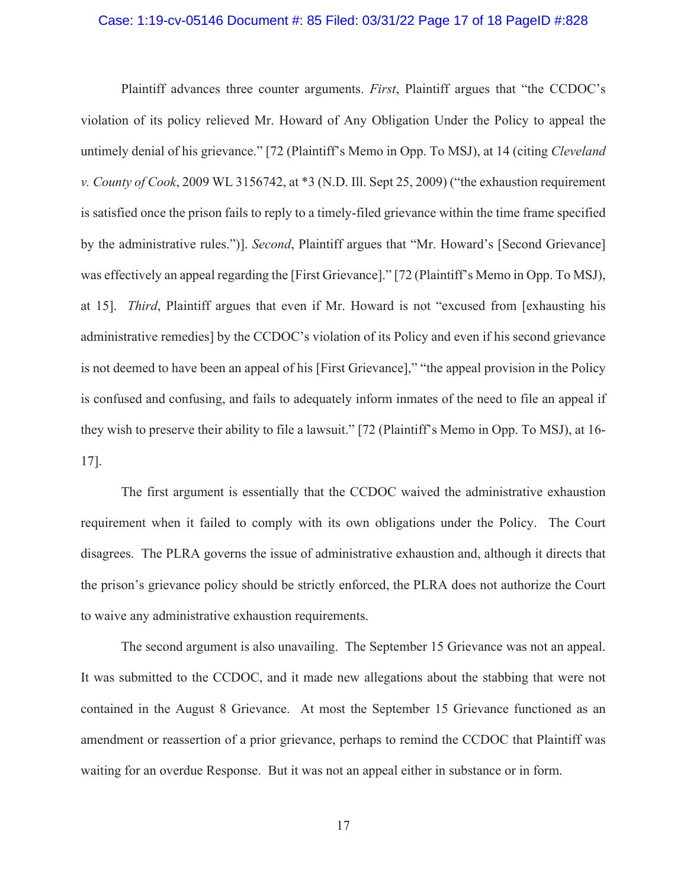Plaintiff advances three counter arguments. *First*, Plaintiff argues that "the CCDOC's violation of its policy relieved Mr. Howard of Any Obligation Under the Policy to appeal the untimely denial of his grievance." [72 (Plaintiff's Memo in Opp. To MSJ), at 14 (citing *Cleveland v. County of Cook*, 2009 WL 3156742, at *3 (N.D. Ill. Sept 25, 2009) ("the exhaustion requirement is satisfied once the prison fails to reply to a timely-filed grievance within the time frame specified by the administrative rules.")]. *Second*, Plaintiff argues that "Mr. Howard's [Second Grievance] was effectively an appeal regarding the [First Grievance]." [72 (Plaintiff's Memo in Opp. To MSJ), at 15]. *Third*, Plaintiff argues that even if Mr. Howard is not "excused from [exhausting his administrative remedies] by the CCDOC's violation of its Policy and even if his second grievance is not deemed to have been an appeal of his [First Grievance]," "the appeal provision in the Policy is confused and confusing, and fails to adequately inform inmates of the need to file an appeal if they wish to preserve their ability to file a lawsuit." [72 (Plaintiff's Memo in Opp. To MSJ), at 16-17].

The first argument is essentially that the CCDOC waived the administrative exhaustion requirement when it failed to comply with its own obligations under the Policy. The Court disagrees. The PLRA governs the issue of administrative exhaustion and, although it directs that the prison's grievance policy should be strictly enforced, the PLRA does not authorize the Court to waive any administrative exhaustion requirements.

The second argument is also unavailing. The September 15 Grievance was not an appeal. It was submitted to the CCDOC, and it made new allegations about the stabbing that were not contained in the August 8 Grievance. At most the September 15 Grievance functioned as an amendment or reassertion of a prior grievance, perhaps to remind the CCDOC that Plaintiff was waiting for an overdue Response. But it was not an appeal either in substance or in form.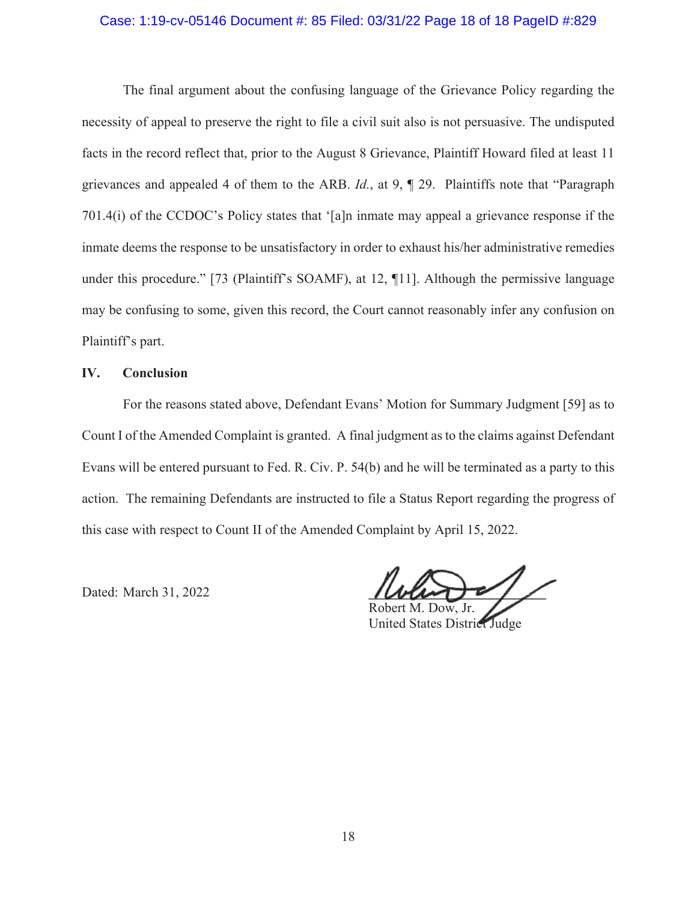The final argument about the confusing language of the Grievance Policy regarding the necessity of appeal to preserve the right to file a civil suit also is not persuasive. The undisputed facts in the record reflect that, prior to the August 8 Grievance, Plaintiff Howard filed at least 11 grievances and appealed 4 of them to the ARB. *Id.*, at 9, ¶ 29. Plaintiffs note that "Paragraph 701.4(i) of the CCDOC's Policy states that '[a]n inmate may appeal a grievance response if the inmate deems the response to be unsatisfactory in order to exhaust his/her administrative remedies under this procedure." [73 (Plaintiff's SOAMF), at 12, ¶11]. Although the permissive language may be confusing to some, given this record, the Court cannot reasonably infer any confusion on Plaintiff's part.

## IV. Conclusion

For the reasons stated above, Defendant Evans' Motion for Summary Judgment [59] as to Count I of the Amended Complaint is granted. A final judgment as to the claims against Defendant Evans will be entered pursuant to Fed. R. Civ. P. 54(b) and he will be terminated as a party to this action. The remaining Defendants are instructed to file a Status Report regarding the progress of this case with respect to Count II of the Amended Complaint by April 15, 2022.

Dated: March 31, 2022

Robert M. Dow, Jr.
United States District Judge